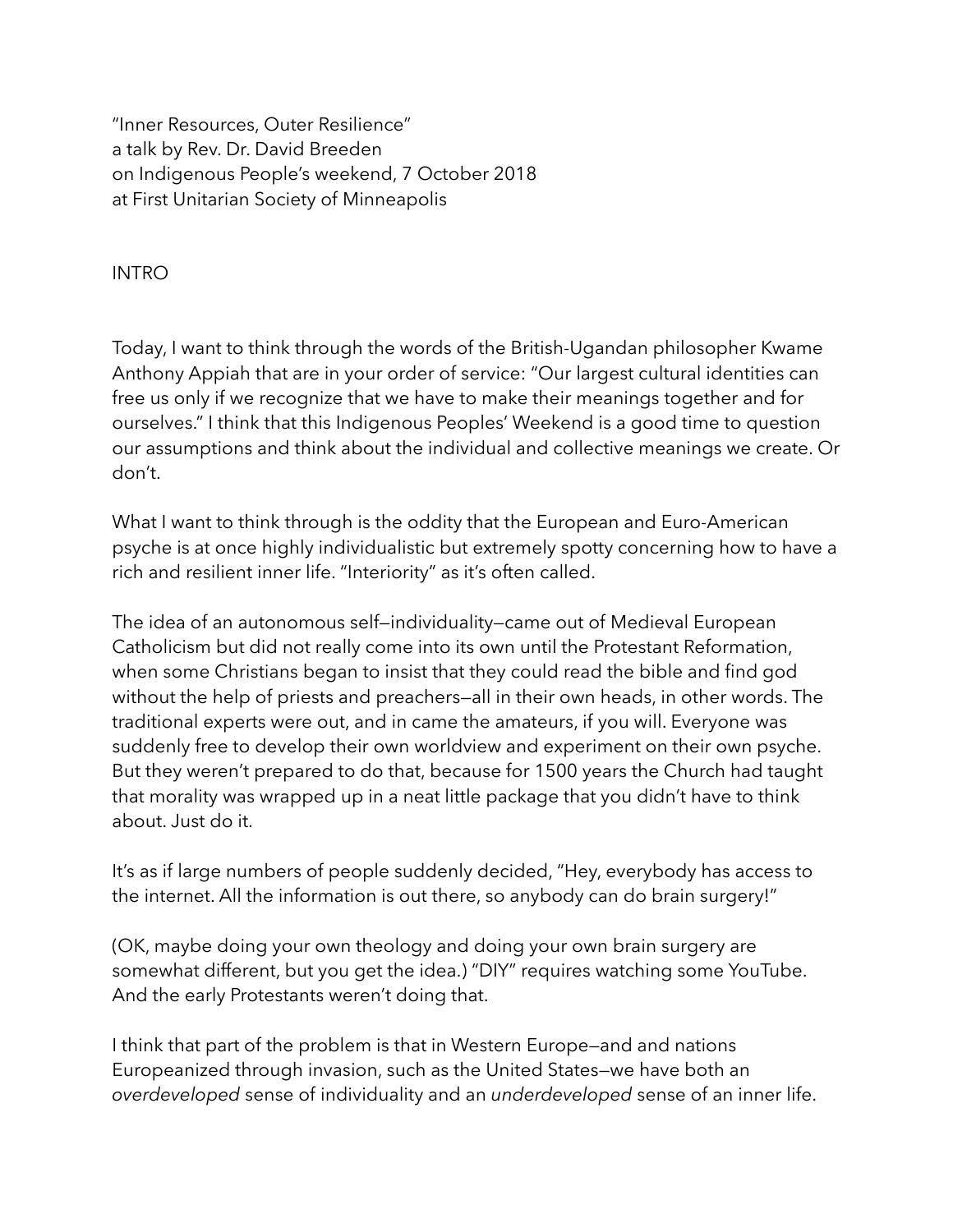"Inner Resources, Outer Resilience"
a talk by Rev. Dr. David Breeden
on Indigenous People's weekend, 7 October 2018
at First Unitarian Society of Minneapolis

## INTRO

Today, I want to think through the words of the British-Ugandan philosopher Kwame Anthony Appiah that are in your order of service: "Our largest cultural identities can free us only if we recognize that we have to make their meanings together and for ourselves." I think that this Indigenous Peoples' Weekend is a good time to question our assumptions and think about the individual and collective meanings we create. Or don't.

What I want to think through is the oddity that the European and Euro-American psyche is at once highly individualistic but extremely spotty concerning how to have a rich and resilient inner life. "Interiority" as it's often called.

The idea of an autonomous self—individuality—came out of Medieval European Catholicism but did not really come into its own until the Protestant Reformation, when some Christians began to insist that they could read the bible and find god without the help of priests and preachers—all in their own heads, in other words. The traditional experts were out, and in came the amateurs, if you will. Everyone was suddenly free to develop their own worldview and experiment on their own psyche. But they weren't prepared to do that, because for 1500 years the Church had taught that morality was wrapped up in a neat little package that you didn't have to think about. Just do it.

It's as if large numbers of people suddenly decided, "Hey, everybody has access to the internet. All the information is out there, so anybody can do brain surgery!"

(OK, maybe doing your own theology and doing your own brain surgery are somewhat different, but you get the idea.) "DIY" requires watching some YouTube. And the early Protestants weren't doing that.

I think that part of the problem is that in Western Europe—and and nations Europeanized through invasion, such as the United States—we have both an *overdeveloped* sense of individuality and an *underdeveloped* sense of an inner life.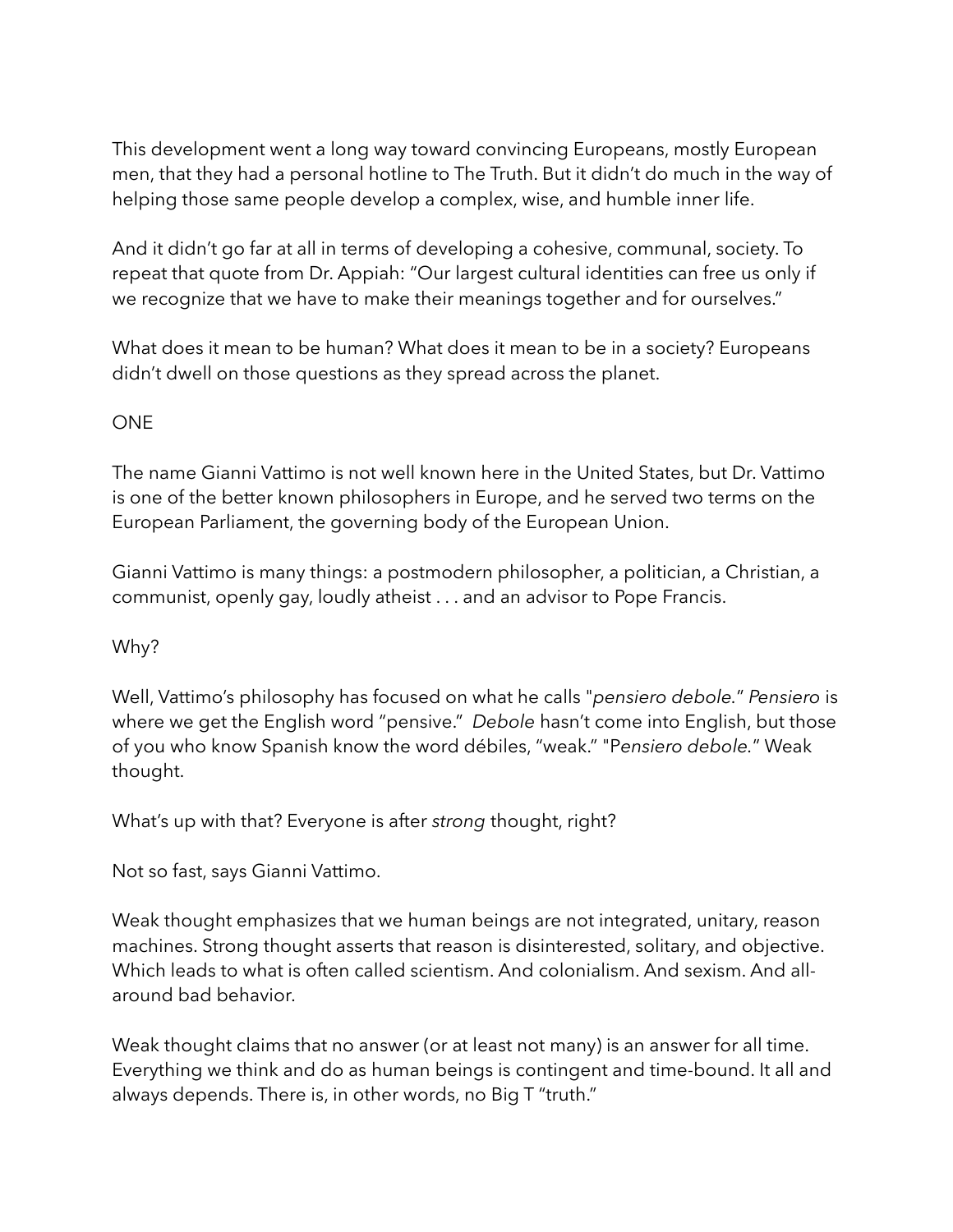This development went a long way toward convincing Europeans, mostly European men, that they had a personal hotline to The Truth. But it didn't do much in the way of helping those same people develop a complex, wise, and humble inner life.

And it didn't go far at all in terms of developing a cohesive, communal, society. To repeat that quote from Dr. Appiah: "Our largest cultural identities can free us only if we recognize that we have to make their meanings together and for ourselves."

What does it mean to be human? What does it mean to be in a society? Europeans didn't dwell on those questions as they spread across the planet.

ONE

The name Gianni Vattimo is not well known here in the United States, but Dr. Vattimo is one of the better known philosophers in Europe, and he served two terms on the European Parliament, the governing body of the European Union.

Gianni Vattimo is many things: a postmodern philosopher, a politician, a Christian, a communist, openly gay, loudly atheist . . . and an advisor to Pope Francis.

Why?

Well, Vattimo's philosophy has focused on what he calls "*pensiero debole*." *Pensiero* is where we get the English word "pensive." *Debole* hasn't come into English, but those of you who know Spanish know the word débiles, "weak." "P*ensiero debole*." Weak thought.

What's up with that? Everyone is after *strong* thought, right?

Not so fast, says Gianni Vattimo.

Weak thought emphasizes that we human beings are not integrated, unitary, reason machines. Strong thought asserts that reason is disinterested, solitary, and objective. Which leads to what is often called scientism. And colonialism. And sexism. And all-around bad behavior.

Weak thought claims that no answer (or at least not many) is an answer for all time. Everything we think and do as human beings is contingent and time-bound. It all and always depends. There is, in other words, no Big T "truth."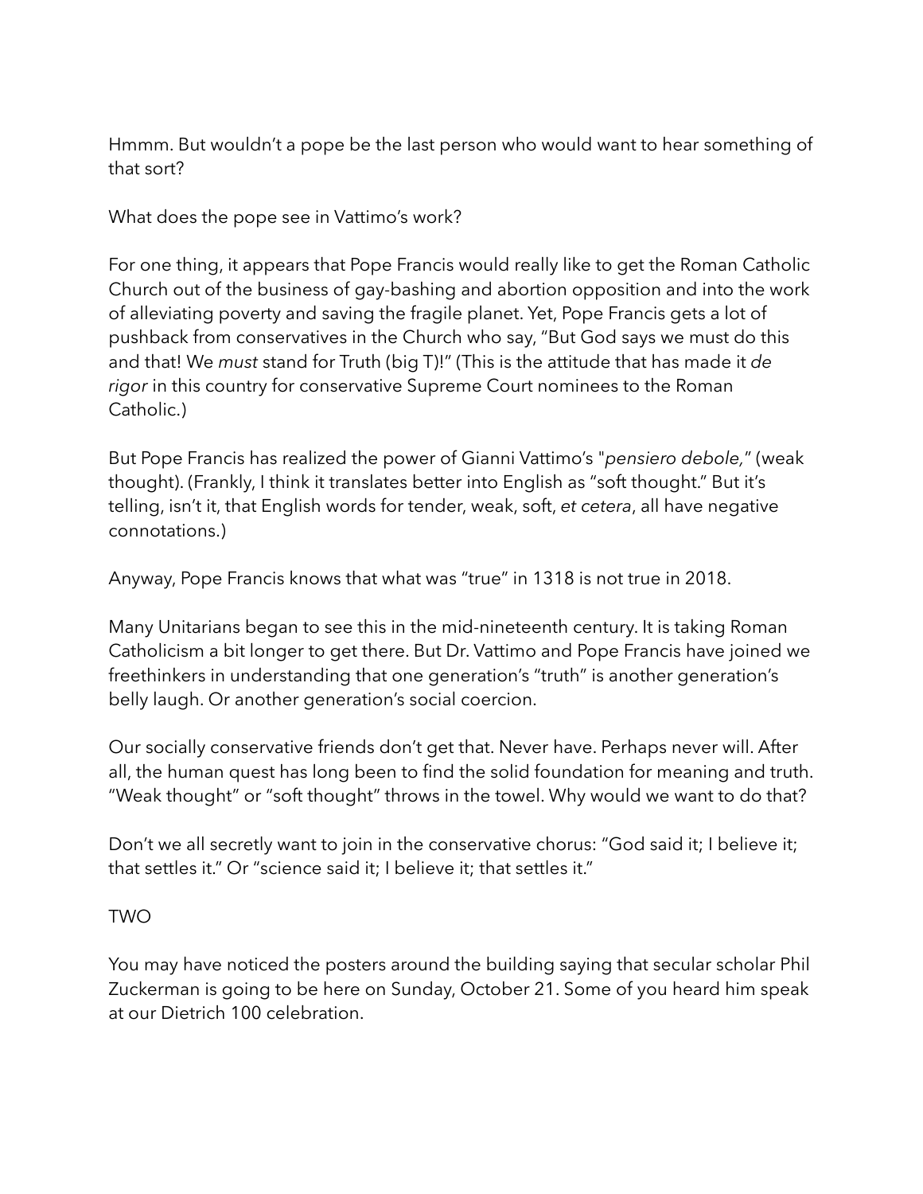Hmmm. But wouldn't a pope be the last person who would want to hear something of that sort?

What does the pope see in Vattimo's work?

For one thing, it appears that Pope Francis would really like to get the Roman Catholic Church out of the business of gay-bashing and abortion opposition and into the work of alleviating poverty and saving the fragile planet. Yet, Pope Francis gets a lot of pushback from conservatives in the Church who say, "But God says we must do this and that! We *must* stand for Truth (big T)!" (This is the attitude that has made it *de rigor* in this country for conservative Supreme Court nominees to the Roman Catholic.)

But Pope Francis has realized the power of Gianni Vattimo's "*pensiero debole,*" (weak thought). (Frankly, I think it translates better into English as "soft thought." But it's telling, isn't it, that English words for tender, weak, soft, *et cetera*, all have negative connotations.)

Anyway, Pope Francis knows that what was "true" in 1318 is not true in 2018.

Many Unitarians began to see this in the mid-nineteenth century. It is taking Roman Catholicism a bit longer to get there. But Dr. Vattimo and Pope Francis have joined we freethinkers in understanding that one generation's "truth" is another generation's belly laugh. Or another generation's social coercion.

Our socially conservative friends don't get that. Never have. Perhaps never will. After all, the human quest has long been to find the solid foundation for meaning and truth. "Weak thought" or "soft thought" throws in the towel. Why would we want to do that?

Don't we all secretly want to join in the conservative chorus: "God said it; I believe it; that settles it." Or "science said it; I believe it; that settles it."

TWO

You may have noticed the posters around the building saying that secular scholar Phil Zuckerman is going to be here on Sunday, October 21. Some of you heard him speak at our Dietrich 100 celebration.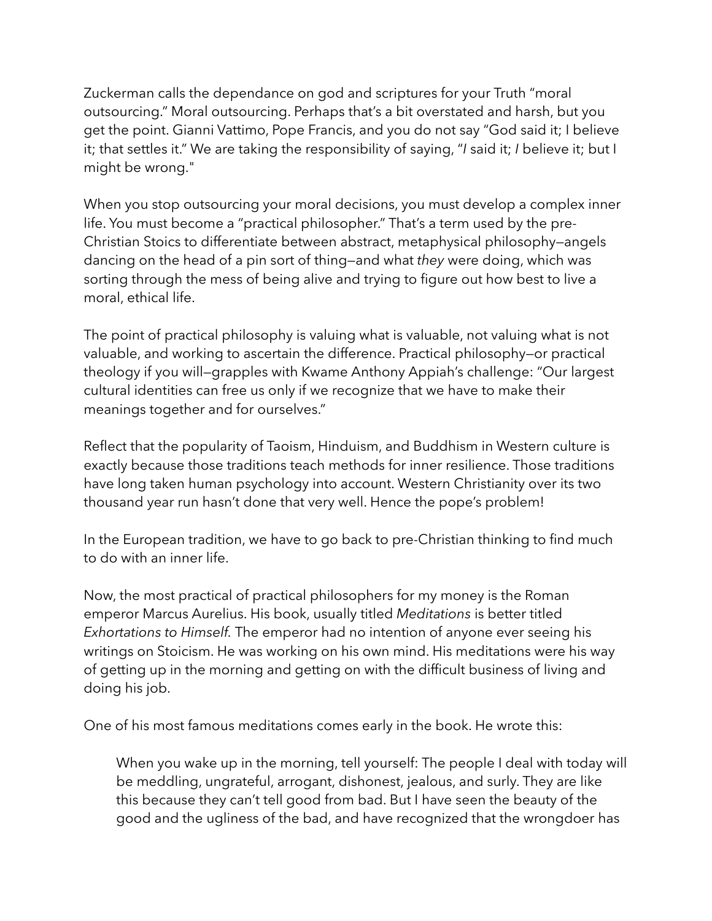Zuckerman calls the dependance on god and scriptures for your Truth "moral outsourcing." Moral outsourcing. Perhaps that's a bit overstated and harsh, but you get the point. Gianni Vattimo, Pope Francis, and you do not say "God said it; I believe it; that settles it." We are taking the responsibility of saying, "*I* said it; *I* believe it; but I might be wrong."

When you stop outsourcing your moral decisions, you must develop a complex inner life. You must become a "practical philosopher." That's a term used by the pre-Christian Stoics to differentiate between abstract, metaphysical philosophy—angels dancing on the head of a pin sort of thing—and what *they* were doing, which was sorting through the mess of being alive and trying to figure out how best to live a moral, ethical life.

The point of practical philosophy is valuing what is valuable, not valuing what is not valuable, and working to ascertain the difference. Practical philosophy—or practical theology if you will—grapples with Kwame Anthony Appiah's challenge: "Our largest cultural identities can free us only if we recognize that we have to make their meanings together and for ourselves."

Reflect that the popularity of Taoism, Hinduism, and Buddhism in Western culture is exactly because those traditions teach methods for inner resilience. Those traditions have long taken human psychology into account. Western Christianity over its two thousand year run hasn't done that very well. Hence the pope's problem!

In the European tradition, we have to go back to pre-Christian thinking to find much to do with an inner life.

Now, the most practical of practical philosophers for my money is the Roman emperor Marcus Aurelius. His book, usually titled *Meditations* is better titled *Exhortations to Himself.* The emperor had no intention of anyone ever seeing his writings on Stoicism. He was working on his own mind. His meditations were his way of getting up in the morning and getting on with the difficult business of living and doing his job.

One of his most famous meditations comes early in the book. He wrote this:

> When you wake up in the morning, tell yourself: The people I deal with today will be meddling, ungrateful, arrogant, dishonest, jealous, and surly. They are like this because they can't tell good from bad. But I have seen the beauty of the good and the ugliness of the bad, and have recognized that the wrongdoer has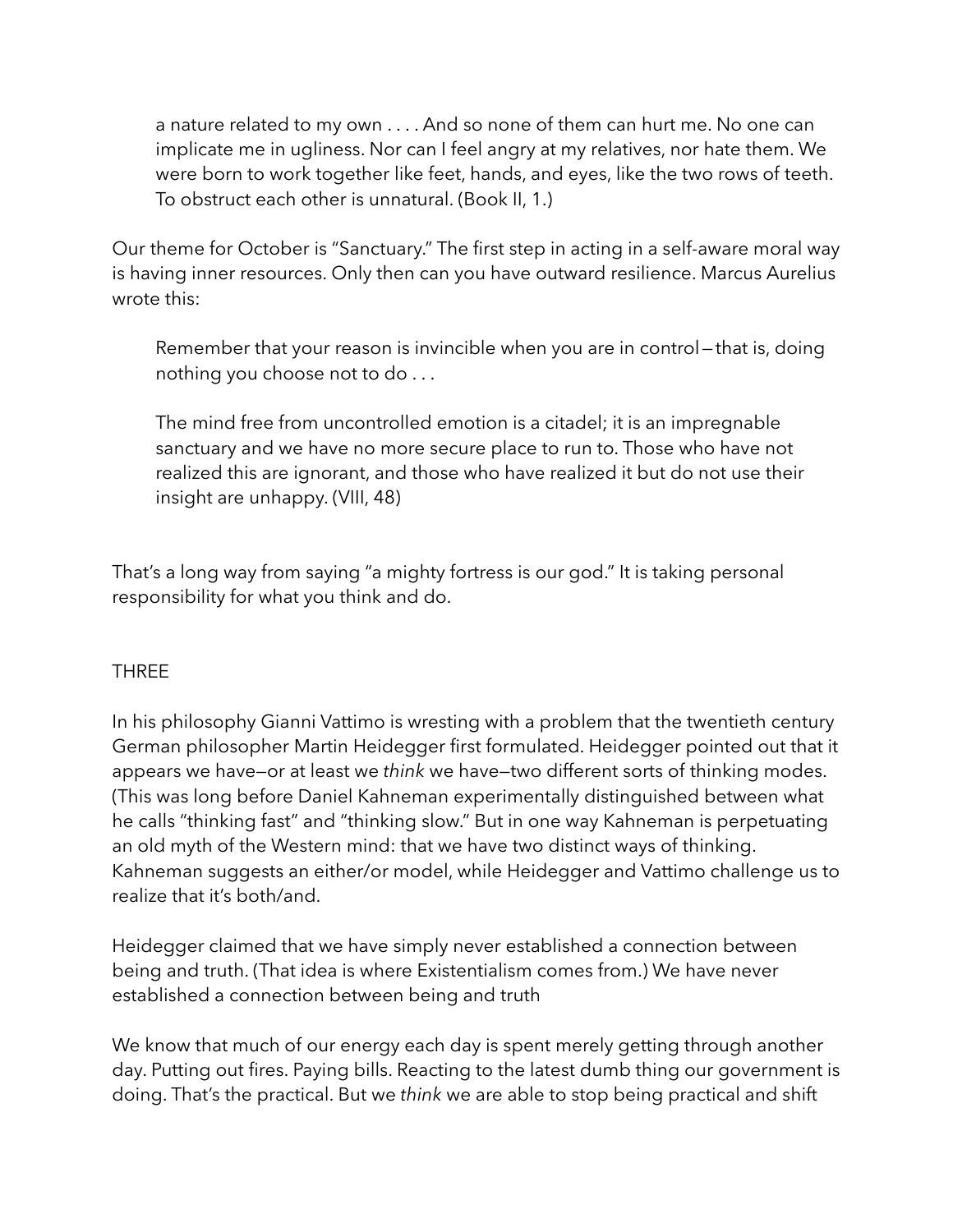> a nature related to my own . . . . And so none of them can hurt me. No one can implicate me in ugliness. Nor can I feel angry at my relatives, nor hate them. We were born to work together like feet, hands, and eyes, like the two rows of teeth. To obstruct each other is unnatural. (Book II, 1.)

Our theme for October is "Sanctuary." The first step in acting in a self-aware moral way is having inner resources. Only then can you have outward resilience. Marcus Aurelius wrote this:

> Remember that your reason is invincible when you are in control—that is, doing nothing you choose not to do . . .
>
> The mind free from uncontrolled emotion is a citadel; it is an impregnable sanctuary and we have no more secure place to run to. Those who have not realized this are ignorant, and those who have realized it but do not use their insight are unhappy. (VIII, 48)

That's a long way from saying "a mighty fortress is our god." It is taking personal responsibility for what you think and do.

## THREE

In his philosophy Gianni Vattimo is wresting with a problem that the twentieth century German philosopher Martin Heidegger first formulated. Heidegger pointed out that it appears we have—or at least we *think* we have—two different sorts of thinking modes. (This was long before Daniel Kahneman experimentally distinguished between what he calls "thinking fast" and "thinking slow." But in one way Kahneman is perpetuating an old myth of the Western mind: that we have two distinct ways of thinking. Kahneman suggests an either/or model, while Heidegger and Vattimo challenge us to realize that it's both/and.

Heidegger claimed that we have simply never established a connection between being and truth. (That idea is where Existentialism comes from.) We have never established a connection between being and truth

We know that much of our energy each day is spent merely getting through another day. Putting out fires. Paying bills. Reacting to the latest dumb thing our government is doing. That's the practical. But we *think* we are able to stop being practical and shift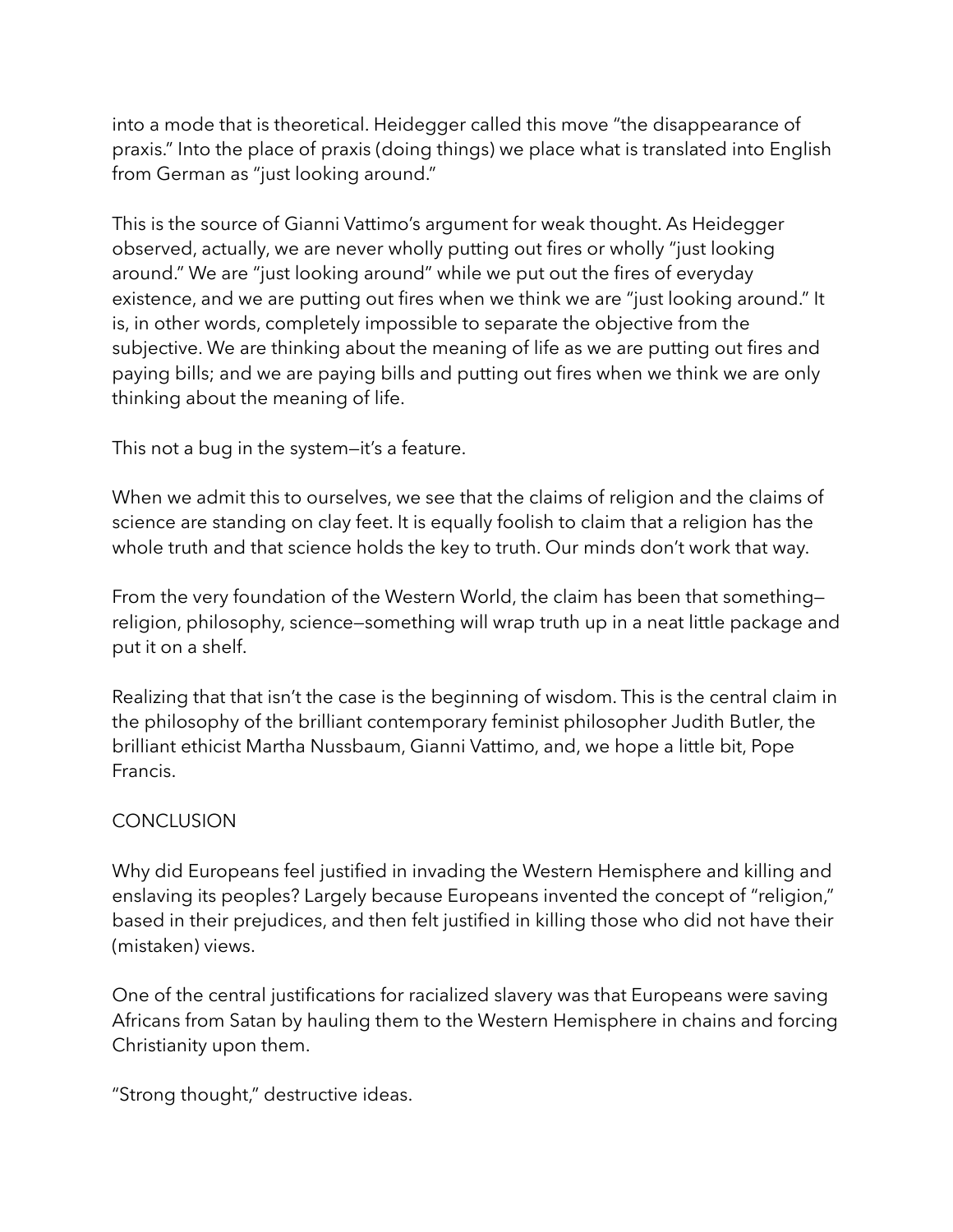into a mode that is theoretical. Heidegger called this move "the disappearance of praxis." Into the place of praxis (doing things) we place what is translated into English from German as "just looking around."

This is the source of Gianni Vattimo's argument for weak thought. As Heidegger observed, actually, we are never wholly putting out fires or wholly "just looking around." We are "just looking around" while we put out the fires of everyday existence, and we are putting out fires when we think we are "just looking around." It is, in other words, completely impossible to separate the objective from the subjective. We are thinking about the meaning of life as we are putting out fires and paying bills; and we are paying bills and putting out fires when we think we are only thinking about the meaning of life.

This not a bug in the system—it's a feature.

When we admit this to ourselves, we see that the claims of religion and the claims of science are standing on clay feet. It is equally foolish to claim that a religion has the whole truth and that science holds the key to truth. Our minds don't work that way.

From the very foundation of the Western World, the claim has been that something—religion, philosophy, science—something will wrap truth up in a neat little package and put it on a shelf.

Realizing that that isn't the case is the beginning of wisdom. This is the central claim in the philosophy of the brilliant contemporary feminist philosopher Judith Butler, the brilliant ethicist Martha Nussbaum, Gianni Vattimo, and, we hope a little bit, Pope Francis.

## CONCLUSION

Why did Europeans feel justified in invading the Western Hemisphere and killing and enslaving its peoples? Largely because Europeans invented the concept of "religion," based in their prejudices, and then felt justified in killing those who did not have their (mistaken) views.

One of the central justifications for racialized slavery was that Europeans were saving Africans from Satan by hauling them to the Western Hemisphere in chains and forcing Christianity upon them.

"Strong thought," destructive ideas.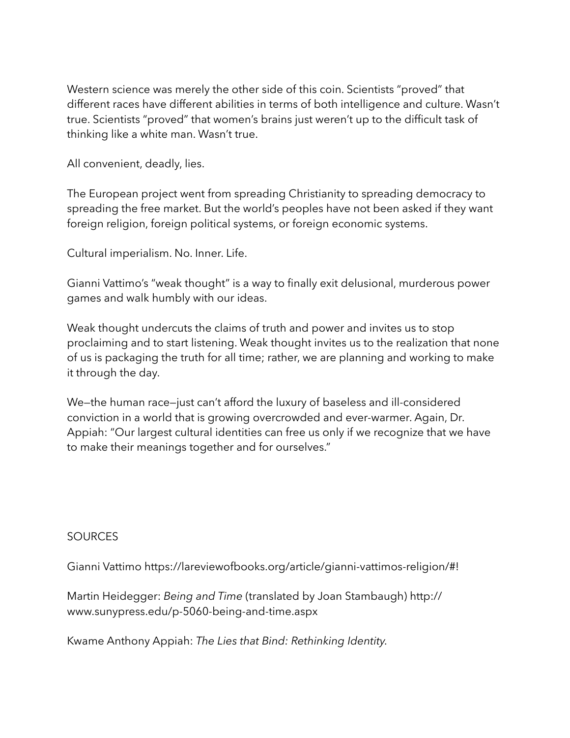Western science was merely the other side of this coin. Scientists "proved" that different races have different abilities in terms of both intelligence and culture. Wasn't true. Scientists "proved" that women's brains just weren't up to the difficult task of thinking like a white man. Wasn't true.

All convenient, deadly, lies.

The European project went from spreading Christianity to spreading democracy to spreading the free market. But the world's peoples have not been asked if they want foreign religion, foreign political systems, or foreign economic systems.

Cultural imperialism. No. Inner. Life.

Gianni Vattimo's "weak thought" is a way to finally exit delusional, murderous power games and walk humbly with our ideas.

Weak thought undercuts the claims of truth and power and invites us to stop proclaiming and to start listening. Weak thought invites us to the realization that none of us is packaging the truth for all time; rather, we are planning and working to make it through the day.

We—the human race—just can't afford the luxury of baseless and ill-considered conviction in a world that is growing overcrowded and ever-warmer. Again, Dr. Appiah: "Our largest cultural identities can free us only if we recognize that we have to make their meanings together and for ourselves."

SOURCES

Gianni Vattimo https://lareviewofbooks.org/article/gianni-vattimos-religion/#!

Martin Heidegger: *Being and Time* (translated by Joan Stambaugh) http://www.sunypress.edu/p-5060-being-and-time.aspx

Kwame Anthony Appiah: *The Lies that Bind: Rethinking Identity*.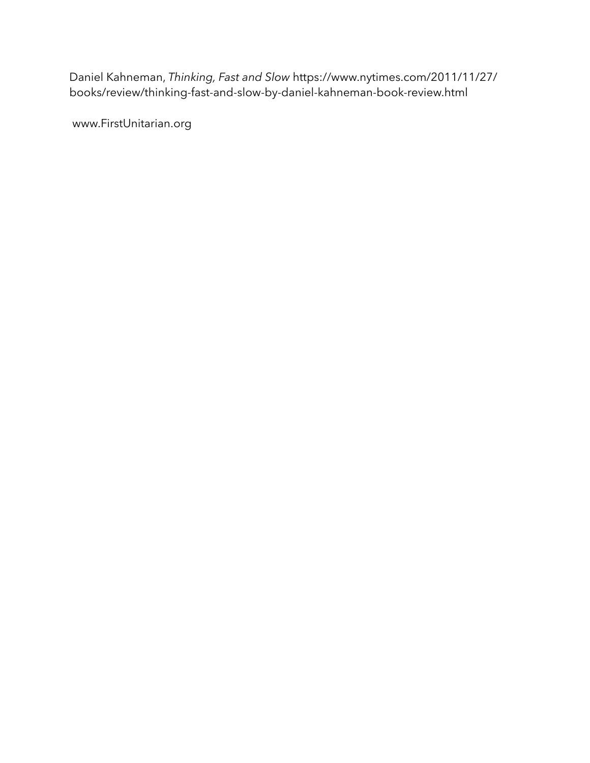Daniel Kahneman, *Thinking, Fast and Slow* https://www.nytimes.com/2011/11/27/books/review/thinking-fast-and-slow-by-daniel-kahneman-book-review.html

www.FirstUnitarian.org